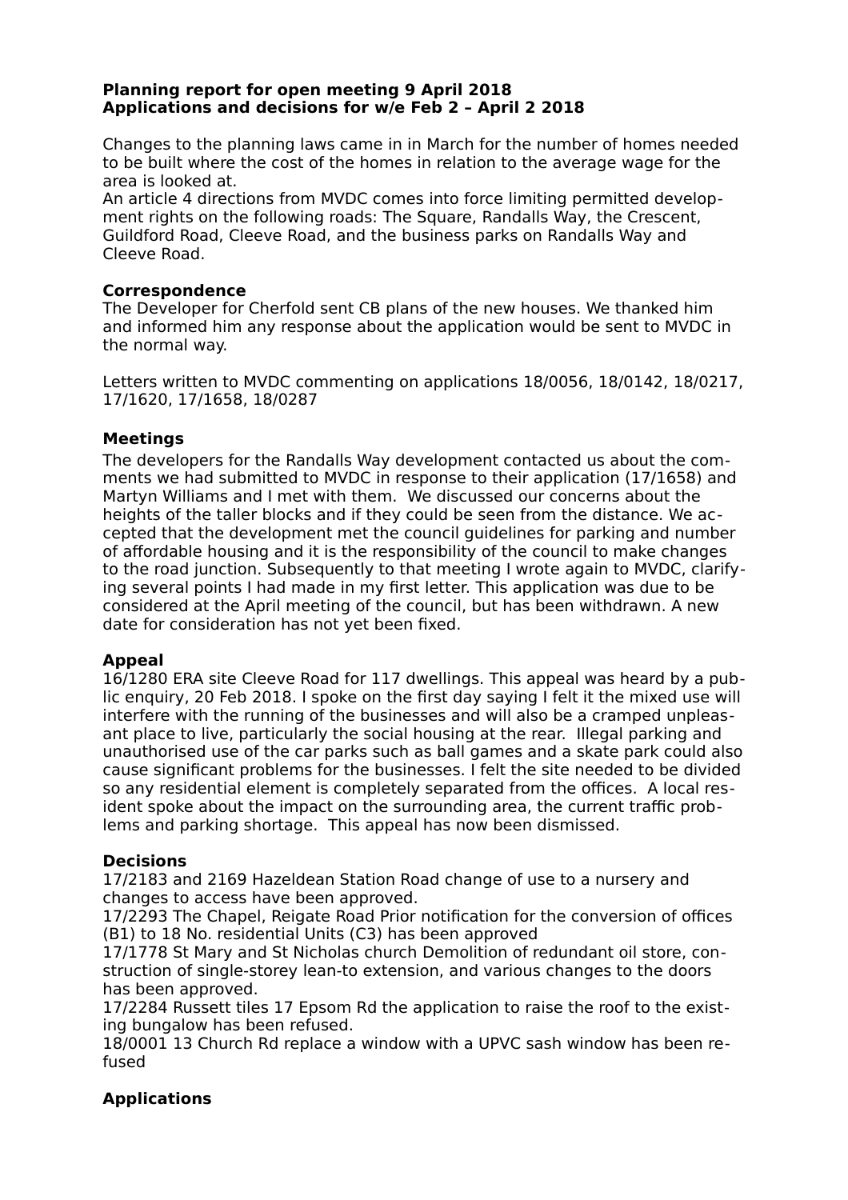**Planning report for open meeting 9 April 2018**
**Applications and decisions for w/e Feb 2 – April 2 2018**

Changes to the planning laws came in in March for the number of homes needed to be built where the cost of the homes in relation to the average wage for the area is looked at.
An article 4 directions from MVDC comes into force limiting permitted development rights on the following roads: The Square, Randalls Way, the Crescent, Guildford Road, Cleeve Road, and the business parks on Randalls Way and Cleeve Road.

### Correspondence

The Developer for Cherfold sent CB plans of the new houses. We thanked him and informed him any response about the application would be sent to MVDC in the normal way.

Letters written to MVDC commenting on applications 18/0056, 18/0142, 18/0217, 17/1620, 17/1658, 18/0287

### Meetings

The developers for the Randalls Way development contacted us about the comments we had submitted to MVDC in response to their application (17/1658) and Martyn Williams and I met with them. We discussed our concerns about the heights of the taller blocks and if they could be seen from the distance. We accepted that the development met the council guidelines for parking and number of affordable housing and it is the responsibility of the council to make changes to the road junction. Subsequently to that meeting I wrote again to MVDC, clarifying several points I had made in my first letter. This application was due to be considered at the April meeting of the council, but has been withdrawn. A new date for consideration has not yet been fixed.

### Appeal

16/1280 ERA site Cleeve Road for 117 dwellings. This appeal was heard by a public enquiry, 20 Feb 2018. I spoke on the first day saying I felt it the mixed use will interfere with the running of the businesses and will also be a cramped unpleasant place to live, particularly the social housing at the rear. Illegal parking and unauthorised use of the car parks such as ball games and a skate park could also cause significant problems for the businesses. I felt the site needed to be divided so any residential element is completely separated from the offices. A local resident spoke about the impact on the surrounding area, the current traffic problems and parking shortage. This appeal has now been dismissed.

### Decisions

17/2183 and 2169 Hazeldean Station Road change of use to a nursery and changes to access have been approved.
17/2293 The Chapel, Reigate Road Prior notification for the conversion of offices (B1) to 18 No. residential Units (C3) has been approved
17/1778 St Mary and St Nicholas church Demolition of redundant oil store, construction of single-storey lean-to extension, and various changes to the doors has been approved.
17/2284 Russett tiles 17 Epsom Rd the application to raise the roof to the existing bungalow has been refused.
18/0001 13 Church Rd replace a window with a UPVC sash window has been refused

### Applications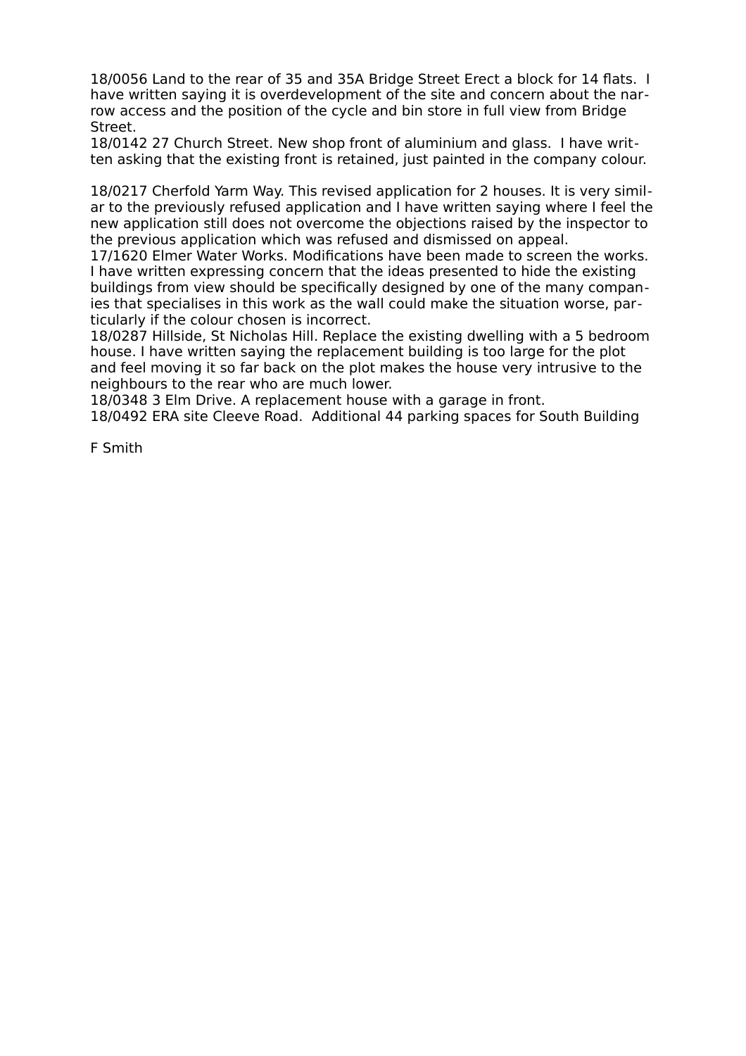18/0056 Land to the rear of 35 and 35A Bridge Street Erect a block for 14 flats. I have written saying it is overdevelopment of the site and concern about the narrow access and the position of the cycle and bin store in full view from Bridge Street.
18/0142 27 Church Street. New shop front of aluminium and glass. I have written asking that the existing front is retained, just painted in the company colour.

18/0217 Cherfold Yarm Way. This revised application for 2 houses. It is very similar to the previously refused application and I have written saying where I feel the new application still does not overcome the objections raised by the inspector to the previous application which was refused and dismissed on appeal.
17/1620 Elmer Water Works. Modifications have been made to screen the works. I have written expressing concern that the ideas presented to hide the existing buildings from view should be specifically designed by one of the many companies that specialises in this work as the wall could make the situation worse, particularly if the colour chosen is incorrect.
18/0287 Hillside, St Nicholas Hill. Replace the existing dwelling with a 5 bedroom house. I have written saying the replacement building is too large for the plot and feel moving it so far back on the plot makes the house very intrusive to the neighbours to the rear who are much lower.
18/0348 3 Elm Drive. A replacement house with a garage in front.
18/0492 ERA site Cleeve Road. Additional 44 parking spaces for South Building

F Smith